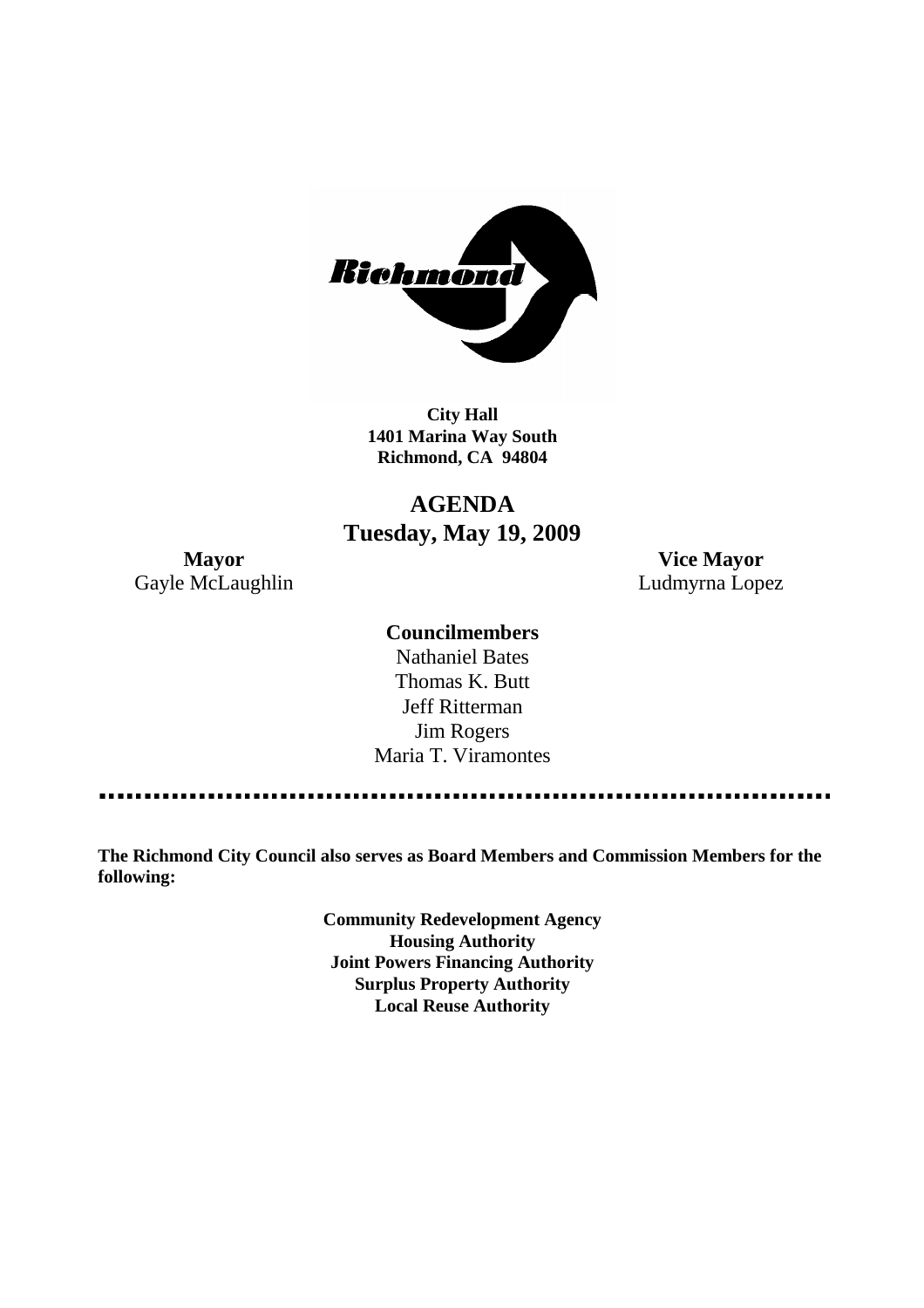**City Hall**
**1401 Marina Way South**
**Richmond, CA 94804**

# AGENDA
## Tuesday, May 19, 2009

**Mayor**
Gayle McLaughlin

**Vice Mayor**
Ludmyrna Lopez

**Councilmembers**
Nathaniel Bates
Thomas K. Butt
Jeff Ritterman
Jim Rogers
Maria T. Viramontes

---

**The Richmond City Council also serves as Board Members and Commission Members for the following:**

**Community Redevelopment Agency**
**Housing Authority**
**Joint Powers Financing Authority**
**Surplus Property Authority**
**Local Reuse Authority**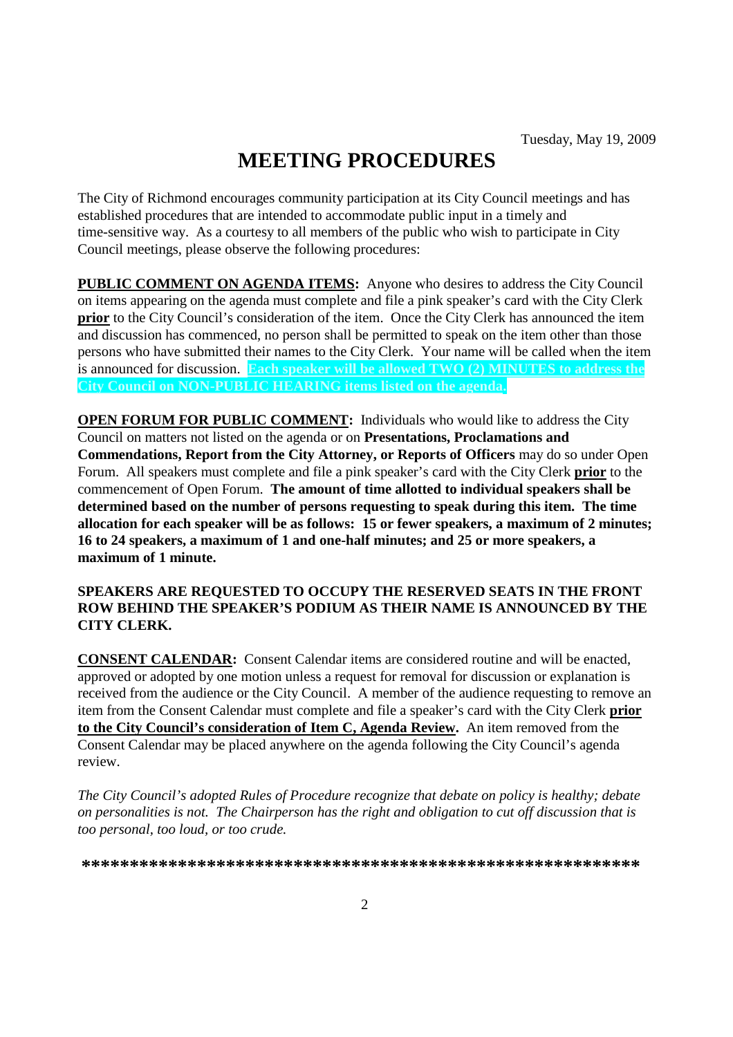Tuesday, May 19, 2009

# MEETING PROCEDURES

The City of Richmond encourages community participation at its City Council meetings and has established procedures that are intended to accommodate public input in a timely and time-sensitive way. As a courtesy to all members of the public who wish to participate in City Council meetings, please observe the following procedures:

**PUBLIC COMMENT ON AGENDA ITEMS:** Anyone who desires to address the City Council on items appearing on the agenda must complete and file a pink speaker's card with the City Clerk **prior** to the City Council's consideration of the item. Once the City Clerk has announced the item and discussion has commenced, no person shall be permitted to speak on the item other than those persons who have submitted their names to the City Clerk. Your name will be called when the item is announced for discussion. **Each speaker will be allowed TWO (2) MINUTES to address the City Council on NON-PUBLIC HEARING items listed on the agenda.**

**OPEN FORUM FOR PUBLIC COMMENT:** Individuals who would like to address the City Council on matters not listed on the agenda or on **Presentations, Proclamations and Commendations, Report from the City Attorney, or Reports of Officers** may do so under Open Forum. All speakers must complete and file a pink speaker's card with the City Clerk **prior** to the commencement of Open Forum. **The amount of time allotted to individual speakers shall be determined based on the number of persons requesting to speak during this item. The time allocation for each speaker will be as follows: 15 or fewer speakers, a maximum of 2 minutes; 16 to 24 speakers, a maximum of 1 and one-half minutes; and 25 or more speakers, a maximum of 1 minute.**

**SPEAKERS ARE REQUESTED TO OCCUPY THE RESERVED SEATS IN THE FRONT ROW BEHIND THE SPEAKER'S PODIUM AS THEIR NAME IS ANNOUNCED BY THE CITY CLERK.**

**CONSENT CALENDAR:** Consent Calendar items are considered routine and will be enacted, approved or adopted by one motion unless a request for removal for discussion or explanation is received from the audience or the City Council. A member of the audience requesting to remove an item from the Consent Calendar must complete and file a speaker's card with the City Clerk **prior to the City Council's consideration of Item C, Agenda Review.** An item removed from the Consent Calendar may be placed anywhere on the agenda following the City Council's agenda review.

*The City Council's adopted Rules of Procedure recognize that debate on policy is healthy; debate on personalities is not. The Chairperson has the right and obligation to cut off discussion that is too personal, too loud, or too crude.*

**\*\*\*\*\*\*\*\*\*\*\*\*\*\*\*\*\*\*\*\*\*\*\*\*\*\*\*\*\*\*\*\*\*\*\*\*\*\*\*\*\*\*\*\*\*\*\*\*\*\*\*\*\*\*\*\*\*\*\*\***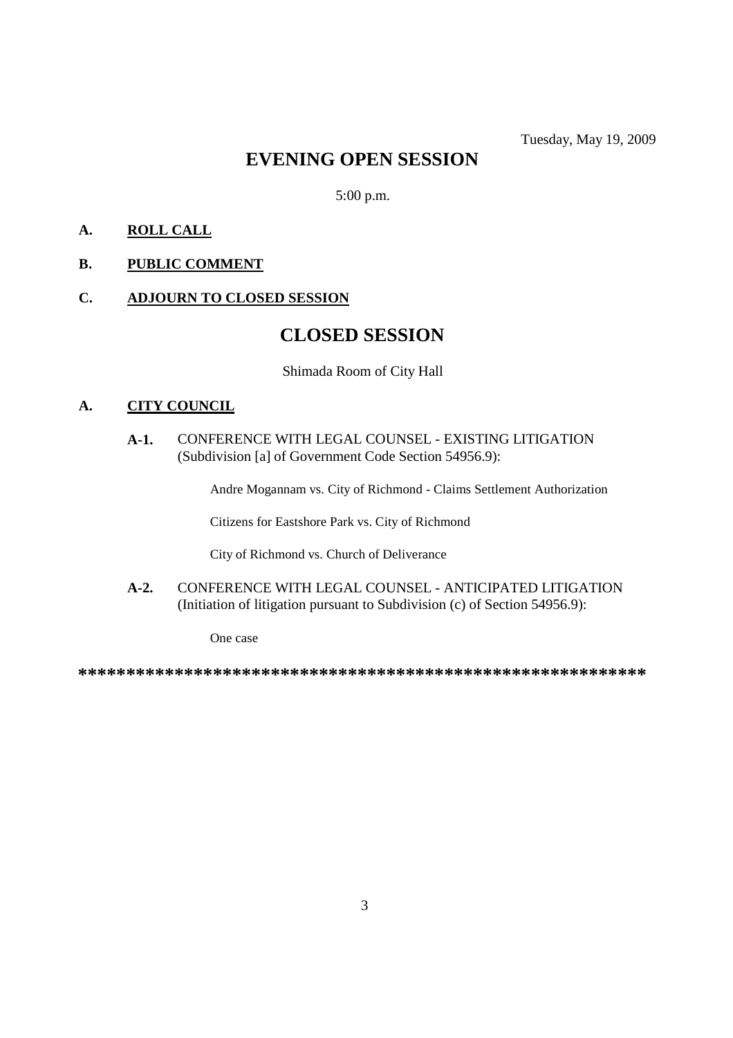Tuesday, May 19, 2009

# EVENING OPEN SESSION

5:00 p.m.

**A. ROLL CALL**

**B. PUBLIC COMMENT**

**C. ADJOURN TO CLOSED SESSION**

# CLOSED SESSION

Shimada Room of City Hall

**A. CITY COUNCIL**

**A-1.** CONFERENCE WITH LEGAL COUNSEL - EXISTING LITIGATION (Subdivision [a] of Government Code Section 54956.9):

Andre Mogannam vs. City of Richmond - Claims Settlement Authorization

Citizens for Eastshore Park vs. City of Richmond

City of Richmond vs. Church of Deliverance

**A-2.** CONFERENCE WITH LEGAL COUNSEL - ANTICIPATED LITIGATION (Initiation of litigation pursuant to Subdivision (c) of Section 54956.9):

One case

*************************************************************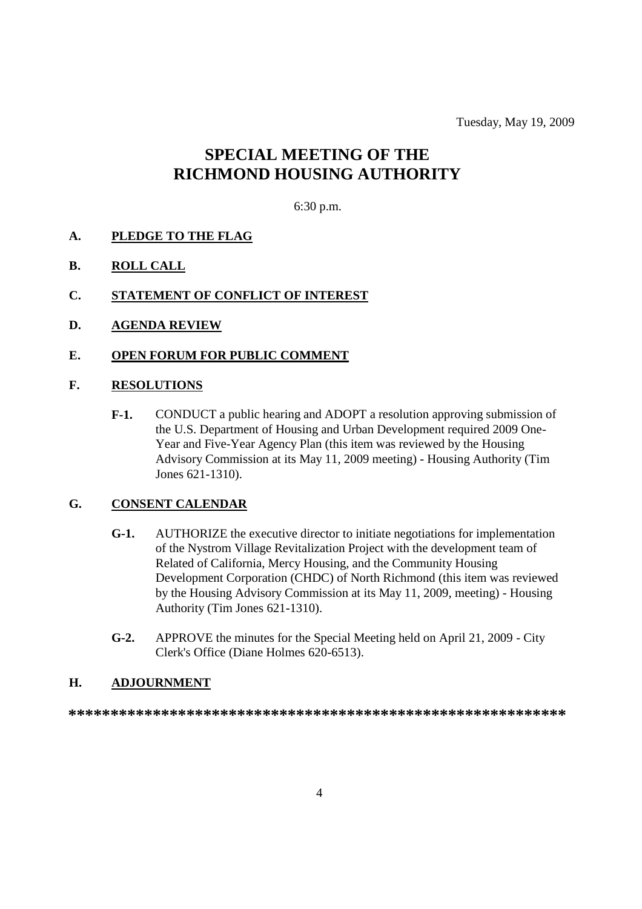Tuesday, May 19, 2009

# SPECIAL MEETING OF THE RICHMOND HOUSING AUTHORITY

6:30 p.m.

**A. PLEDGE TO THE FLAG**

**B. ROLL CALL**

**C. STATEMENT OF CONFLICT OF INTEREST**

**D. AGENDA REVIEW**

**E. OPEN FORUM FOR PUBLIC COMMENT**

**F. RESOLUTIONS**

**F-1.** CONDUCT a public hearing and ADOPT a resolution approving submission of the U.S. Department of Housing and Urban Development required 2009 One-Year and Five-Year Agency Plan (this item was reviewed by the Housing Advisory Commission at its May 11, 2009 meeting) - Housing Authority (Tim Jones 621-1310).

**G. CONSENT CALENDAR**

**G-1.** AUTHORIZE the executive director to initiate negotiations for implementation of the Nystrom Village Revitalization Project with the development team of Related of California, Mercy Housing, and the Community Housing Development Corporation (CHDC) of North Richmond (this item was reviewed by the Housing Advisory Commission at its May 11, 2009, meeting) - Housing Authority (Tim Jones 621-1310).

**G-2.** APPROVE the minutes for the Special Meeting held on April 21, 2009 - City Clerk's Office (Diane Holmes 620-6513).

**H. ADJOURNMENT**

**************************************************************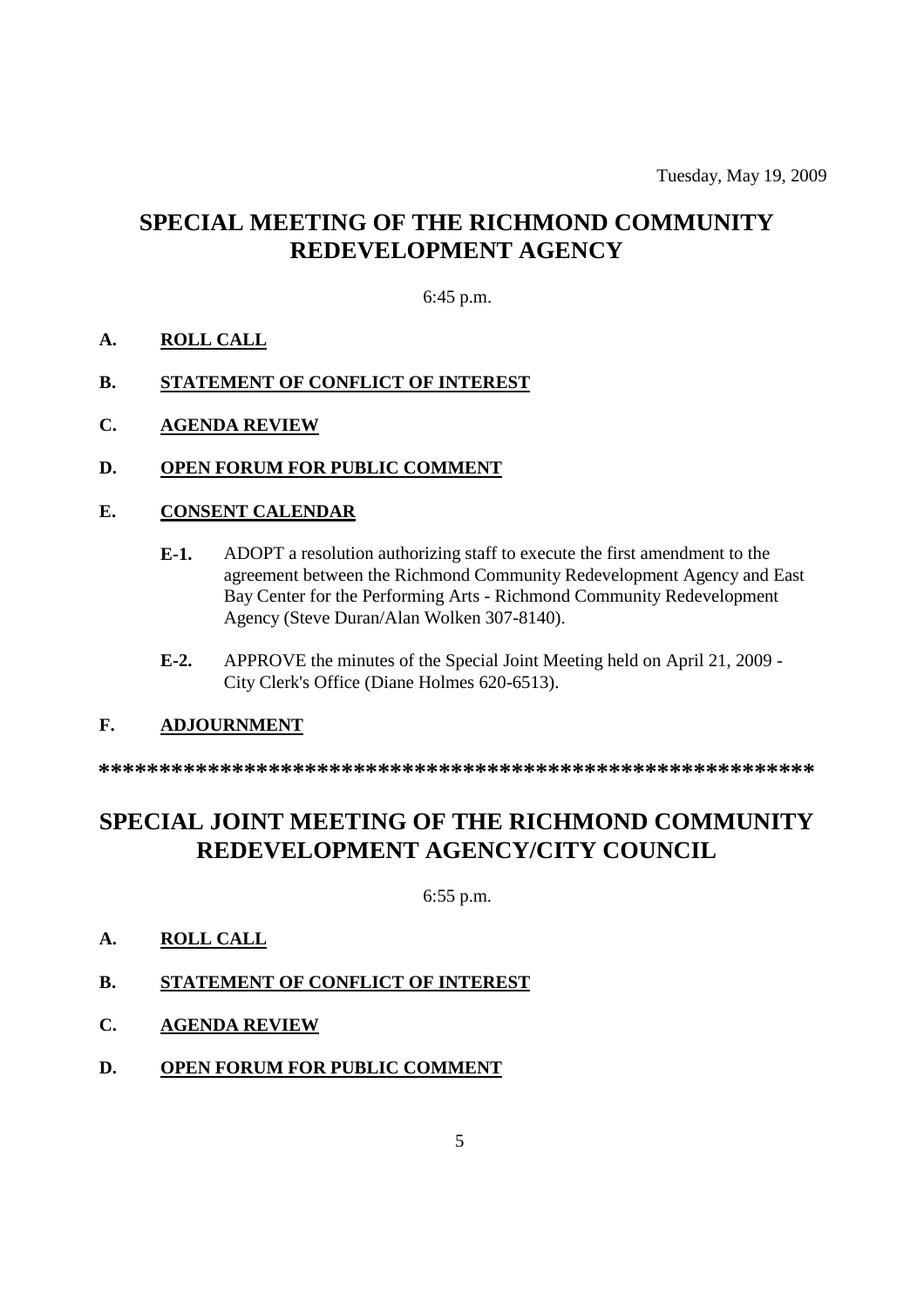Tuesday, May 19, 2009

# SPECIAL MEETING OF THE RICHMOND COMMUNITY REDEVELOPMENT AGENCY

6:45 p.m.

**A. ROLL CALL**

**B. STATEMENT OF CONFLICT OF INTEREST**

**C. AGENDA REVIEW**

**D. OPEN FORUM FOR PUBLIC COMMENT**

**E. CONSENT CALENDAR**

**E-1.** ADOPT a resolution authorizing staff to execute the first amendment to the agreement between the Richmond Community Redevelopment Agency and East Bay Center for the Performing Arts - Richmond Community Redevelopment Agency (Steve Duran/Alan Wolken 307-8140).

**E-2.** APPROVE the minutes of the Special Joint Meeting held on April 21, 2009 - City Clerk's Office (Diane Holmes 620-6513).

**F. ADJOURNMENT**

**************************************************************

# SPECIAL JOINT MEETING OF THE RICHMOND COMMUNITY REDEVELOPMENT AGENCY/CITY COUNCIL

6:55 p.m.

**A. ROLL CALL**

**B. STATEMENT OF CONFLICT OF INTEREST**

**C. AGENDA REVIEW**

**D. OPEN FORUM FOR PUBLIC COMMENT**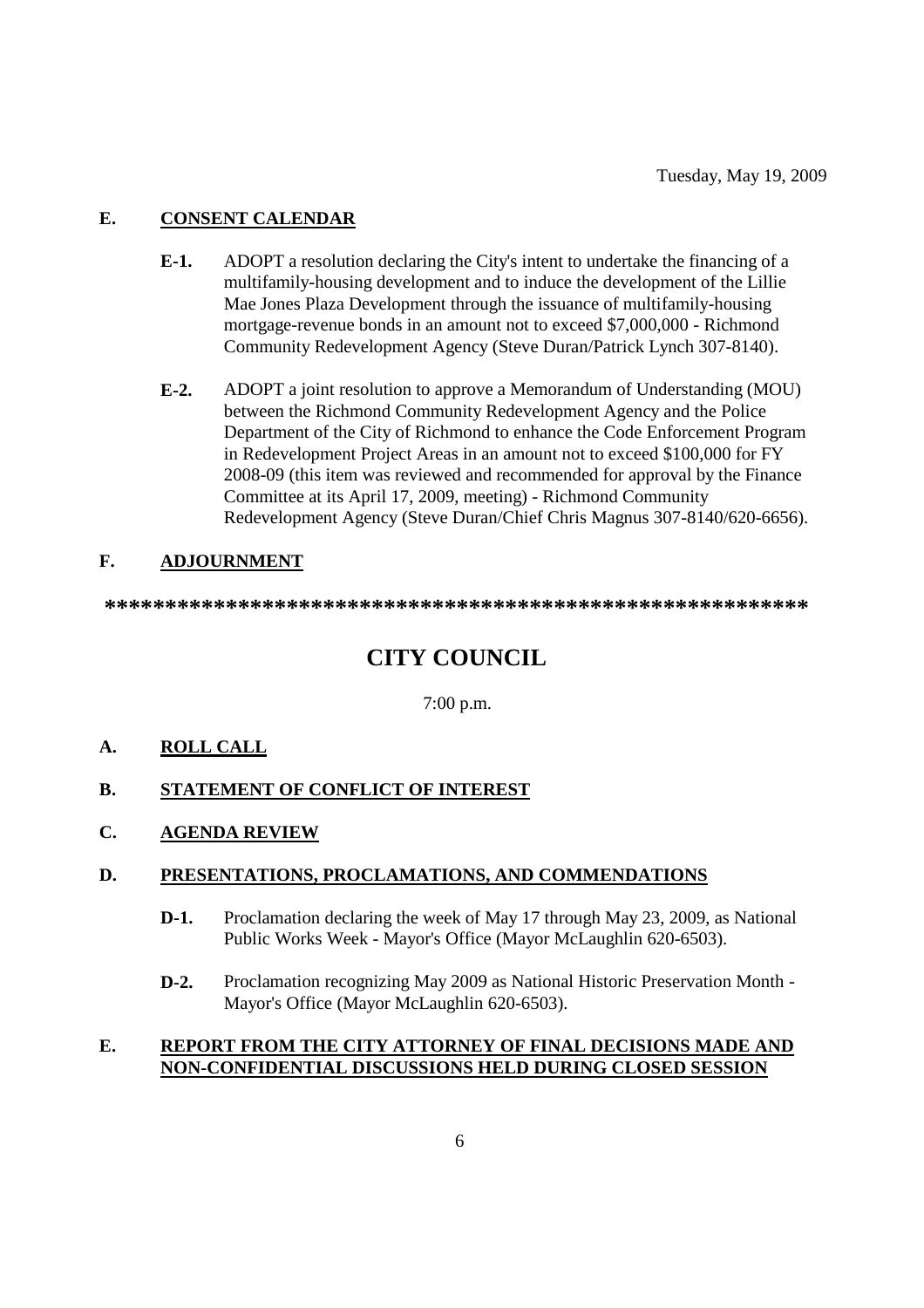Tuesday, May 19, 2009

## E. CONSENT CALENDAR

- **E-1.** ADOPT a resolution declaring the City's intent to undertake the financing of a multifamily-housing development and to induce the development of the Lillie Mae Jones Plaza Development through the issuance of multifamily-housing mortgage-revenue bonds in an amount not to exceed $7,000,000 - Richmond Community Redevelopment Agency (Steve Duran/Patrick Lynch 307-8140).

- **E-2.** ADOPT a joint resolution to approve a Memorandum of Understanding (MOU) between the Richmond Community Redevelopment Agency and the Police Department of the City of Richmond to enhance the Code Enforcement Program in Redevelopment Project Areas in an amount not to exceed $100,000 for FY 2008-09 (this item was reviewed and recommended for approval by the Finance Committee at its April 17, 2009, meeting) - Richmond Community Redevelopment Agency (Steve Duran/Chief Chris Magnus 307-8140/620-6656).

## F. ADJOURNMENT

**************************************************************

# CITY COUNCIL

7:00 p.m.

## A. ROLL CALL

## B. STATEMENT OF CONFLICT OF INTEREST

## C. AGENDA REVIEW

## D. PRESENTATIONS, PROCLAMATIONS, AND COMMENDATIONS

- **D-1.** Proclamation declaring the week of May 17 through May 23, 2009, as National Public Works Week - Mayor's Office (Mayor McLaughlin 620-6503).

- **D-2.** Proclamation recognizing May 2009 as National Historic Preservation Month - Mayor's Office (Mayor McLaughlin 620-6503).

## E. REPORT FROM THE CITY ATTORNEY OF FINAL DECISIONS MADE AND NON-CONFIDENTIAL DISCUSSIONS HELD DURING CLOSED SESSION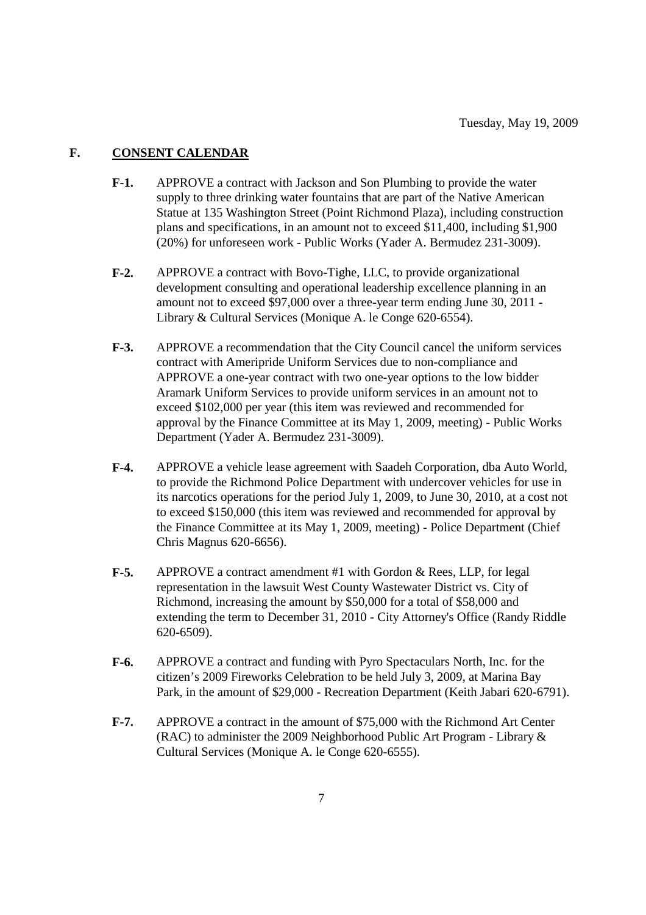Tuesday, May 19, 2009

## F. CONSENT CALENDAR

**F-1.** APPROVE a contract with Jackson and Son Plumbing to provide the water supply to three drinking water fountains that are part of the Native American Statue at 135 Washington Street (Point Richmond Plaza), including construction plans and specifications, in an amount not to exceed $11,400, including $1,900 (20%) for unforeseen work - Public Works (Yader A. Bermudez 231-3009).

**F-2.** APPROVE a contract with Bovo-Tighe, LLC, to provide organizational development consulting and operational leadership excellence planning in an amount not to exceed $97,000 over a three-year term ending June 30, 2011 - Library & Cultural Services (Monique A. le Conge 620-6554).

**F-3.** APPROVE a recommendation that the City Council cancel the uniform services contract with Ameripride Uniform Services due to non-compliance and APPROVE a one-year contract with two one-year options to the low bidder Aramark Uniform Services to provide uniform services in an amount not to exceed $102,000 per year (this item was reviewed and recommended for approval by the Finance Committee at its May 1, 2009, meeting) - Public Works Department (Yader A. Bermudez 231-3009).

**F-4.** APPROVE a vehicle lease agreement with Saadeh Corporation, dba Auto World, to provide the Richmond Police Department with undercover vehicles for use in its narcotics operations for the period July 1, 2009, to June 30, 2010, at a cost not to exceed $150,000 (this item was reviewed and recommended for approval by the Finance Committee at its May 1, 2009, meeting) - Police Department (Chief Chris Magnus 620-6656).

**F-5.** APPROVE a contract amendment #1 with Gordon & Rees, LLP, for legal representation in the lawsuit West County Wastewater District vs. City of Richmond, increasing the amount by $50,000 for a total of $58,000 and extending the term to December 31, 2010 - City Attorney's Office (Randy Riddle 620-6509).

**F-6.** APPROVE a contract and funding with Pyro Spectaculars North, Inc. for the citizen's 2009 Fireworks Celebration to be held July 3, 2009, at Marina Bay Park, in the amount of $29,000 - Recreation Department (Keith Jabari 620-6791).

**F-7.** APPROVE a contract in the amount of $75,000 with the Richmond Art Center (RAC) to administer the 2009 Neighborhood Public Art Program - Library & Cultural Services (Monique A. le Conge 620-6555).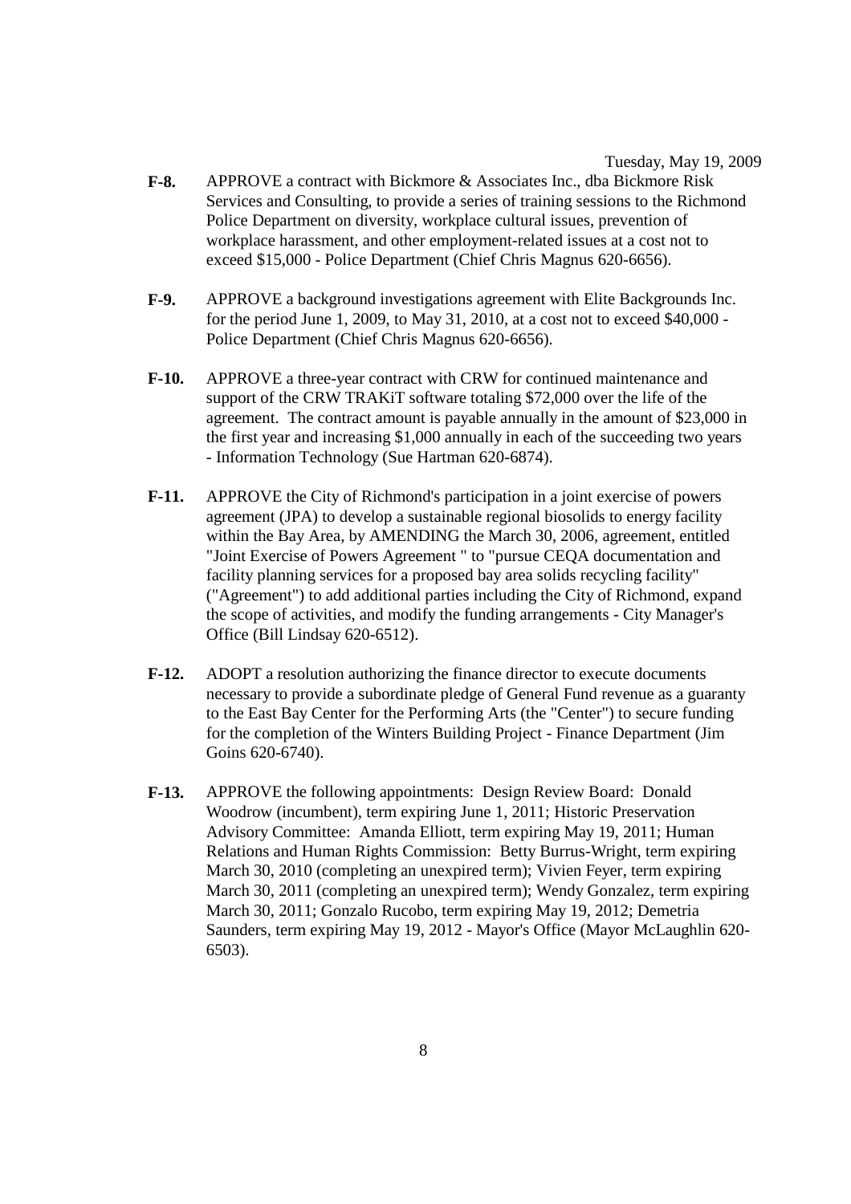Tuesday, May 19, 2009

**F-8.** APPROVE a contract with Bickmore & Associates Inc., dba Bickmore Risk Services and Consulting, to provide a series of training sessions to the Richmond Police Department on diversity, workplace cultural issues, prevention of workplace harassment, and other employment-related issues at a cost not to exceed $15,000 - Police Department (Chief Chris Magnus 620-6656).

**F-9.** APPROVE a background investigations agreement with Elite Backgrounds Inc. for the period June 1, 2009, to May 31, 2010, at a cost not to exceed $40,000 - Police Department (Chief Chris Magnus 620-6656).

**F-10.** APPROVE a three-year contract with CRW for continued maintenance and support of the CRW TRAKiT software totaling $72,000 over the life of the agreement. The contract amount is payable annually in the amount of $23,000 in the first year and increasing $1,000 annually in each of the succeeding two years - Information Technology (Sue Hartman 620-6874).

**F-11.** APPROVE the City of Richmond's participation in a joint exercise of powers agreement (JPA) to develop a sustainable regional biosolids to energy facility within the Bay Area, by AMENDING the March 30, 2006, agreement, entitled "Joint Exercise of Powers Agreement " to "pursue CEQA documentation and facility planning services for a proposed bay area solids recycling facility" ("Agreement") to add additional parties including the City of Richmond, expand the scope of activities, and modify the funding arrangements - City Manager's Office (Bill Lindsay 620-6512).

**F-12.** ADOPT a resolution authorizing the finance director to execute documents necessary to provide a subordinate pledge of General Fund revenue as a guaranty to the East Bay Center for the Performing Arts (the "Center") to secure funding for the completion of the Winters Building Project - Finance Department (Jim Goins 620-6740).

**F-13.** APPROVE the following appointments: Design Review Board: Donald Woodrow (incumbent), term expiring June 1, 2011; Historic Preservation Advisory Committee: Amanda Elliott, term expiring May 19, 2011; Human Relations and Human Rights Commission: Betty Burrus-Wright, term expiring March 30, 2010 (completing an unexpired term); Vivien Feyer, term expiring March 30, 2011 (completing an unexpired term); Wendy Gonzalez, term expiring March 30, 2011; Gonzalo Rucobo, term expiring May 19, 2012; Demetria Saunders, term expiring May 19, 2012 - Mayor's Office (Mayor McLaughlin 620-6503).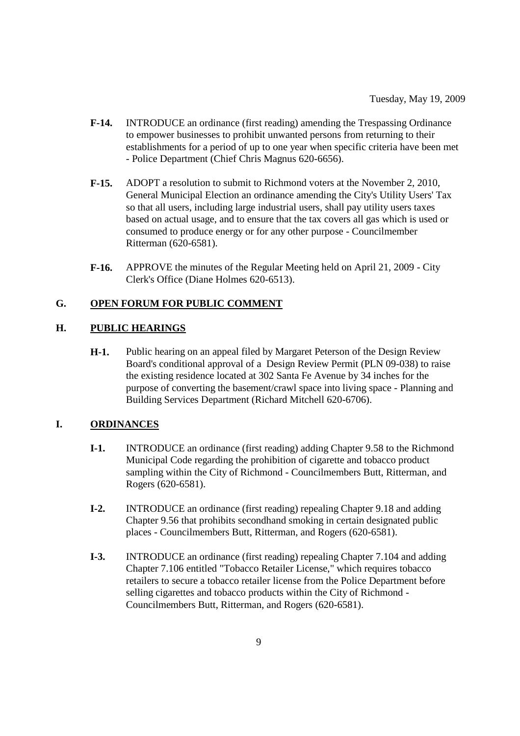- **F-14.** INTRODUCE an ordinance (first reading) amending the Trespassing Ordinance to empower businesses to prohibit unwanted persons from returning to their establishments for a period of up to one year when specific criteria have been met - Police Department (Chief Chris Magnus 620-6656).

- **F-15.** ADOPT a resolution to submit to Richmond voters at the November 2, 2010, General Municipal Election an ordinance amending the City's Utility Users' Tax so that all users, including large industrial users, shall pay utility users taxes based on actual usage, and to ensure that the tax covers all gas which is used or consumed to produce energy or for any other purpose - Councilmember Ritterman (620-6581).

- **F-16.** APPROVE the minutes of the Regular Meeting held on April 21, 2009 - City Clerk's Office (Diane Holmes 620-6513).

## G. OPEN FORUM FOR PUBLIC COMMENT

## H. PUBLIC HEARINGS

- **H-1.** Public hearing on an appeal filed by Margaret Peterson of the Design Review Board's conditional approval of a Design Review Permit (PLN 09-038) to raise the existing residence located at 302 Santa Fe Avenue by 34 inches for the purpose of converting the basement/crawl space into living space - Planning and Building Services Department (Richard Mitchell 620-6706).

## I. ORDINANCES

- **I-1.** INTRODUCE an ordinance (first reading) adding Chapter 9.58 to the Richmond Municipal Code regarding the prohibition of cigarette and tobacco product sampling within the City of Richmond - Councilmembers Butt, Ritterman, and Rogers (620-6581).

- **I-2.** INTRODUCE an ordinance (first reading) repealing Chapter 9.18 and adding Chapter 9.56 that prohibits secondhand smoking in certain designated public places - Councilmembers Butt, Ritterman, and Rogers (620-6581).

- **I-3.** INTRODUCE an ordinance (first reading) repealing Chapter 7.104 and adding Chapter 7.106 entitled "Tobacco Retailer License," which requires tobacco retailers to secure a tobacco retailer license from the Police Department before selling cigarettes and tobacco products within the City of Richmond - Councilmembers Butt, Ritterman, and Rogers (620-6581).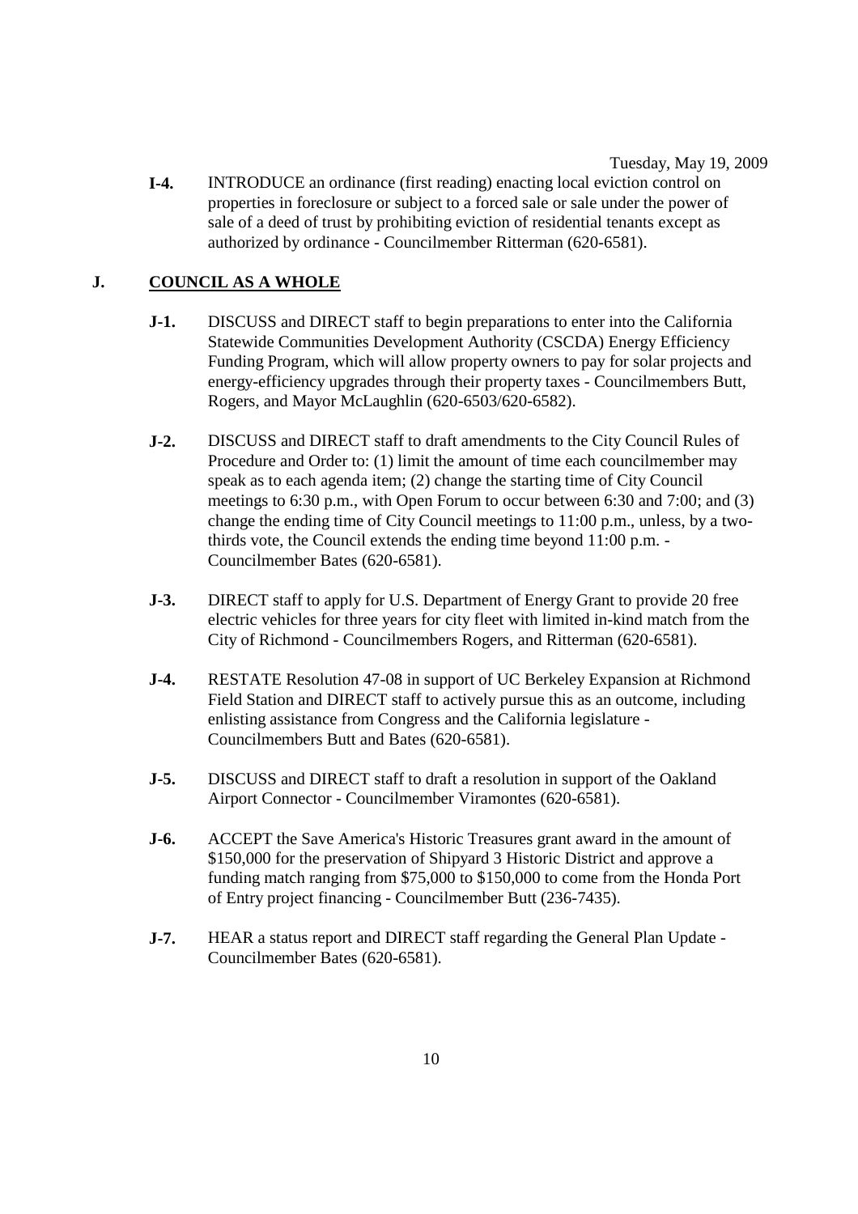**I-4.** INTRODUCE an ordinance (first reading) enacting local eviction control on properties in foreclosure or subject to a forced sale or sale under the power of sale of a deed of trust by prohibiting eviction of residential tenants except as authorized by ordinance - Councilmember Ritterman (620-6581).

## J. COUNCIL AS A WHOLE

**J-1.** DISCUSS and DIRECT staff to begin preparations to enter into the California Statewide Communities Development Authority (CSCDA) Energy Efficiency Funding Program, which will allow property owners to pay for solar projects and energy-efficiency upgrades through their property taxes - Councilmembers Butt, Rogers, and Mayor McLaughlin (620-6503/620-6582).

**J-2.** DISCUSS and DIRECT staff to draft amendments to the City Council Rules of Procedure and Order to: (1) limit the amount of time each councilmember may speak as to each agenda item; (2) change the starting time of City Council meetings to 6:30 p.m., with Open Forum to occur between 6:30 and 7:00; and (3) change the ending time of City Council meetings to 11:00 p.m., unless, by a two-thirds vote, the Council extends the ending time beyond 11:00 p.m. - Councilmember Bates (620-6581).

**J-3.** DIRECT staff to apply for U.S. Department of Energy Grant to provide 20 free electric vehicles for three years for city fleet with limited in-kind match from the City of Richmond - Councilmembers Rogers, and Ritterman (620-6581).

**J-4.** RESTATE Resolution 47-08 in support of UC Berkeley Expansion at Richmond Field Station and DIRECT staff to actively pursue this as an outcome, including enlisting assistance from Congress and the California legislature - Councilmembers Butt and Bates (620-6581).

**J-5.** DISCUSS and DIRECT staff to draft a resolution in support of the Oakland Airport Connector - Councilmember Viramontes (620-6581).

**J-6.** ACCEPT the Save America's Historic Treasures grant award in the amount of $150,000 for the preservation of Shipyard 3 Historic District and approve a funding match ranging from $75,000 to $150,000 to come from the Honda Port of Entry project financing - Councilmember Butt (236-7435).

**J-7.** HEAR a status report and DIRECT staff regarding the General Plan Update - Councilmember Bates (620-6581).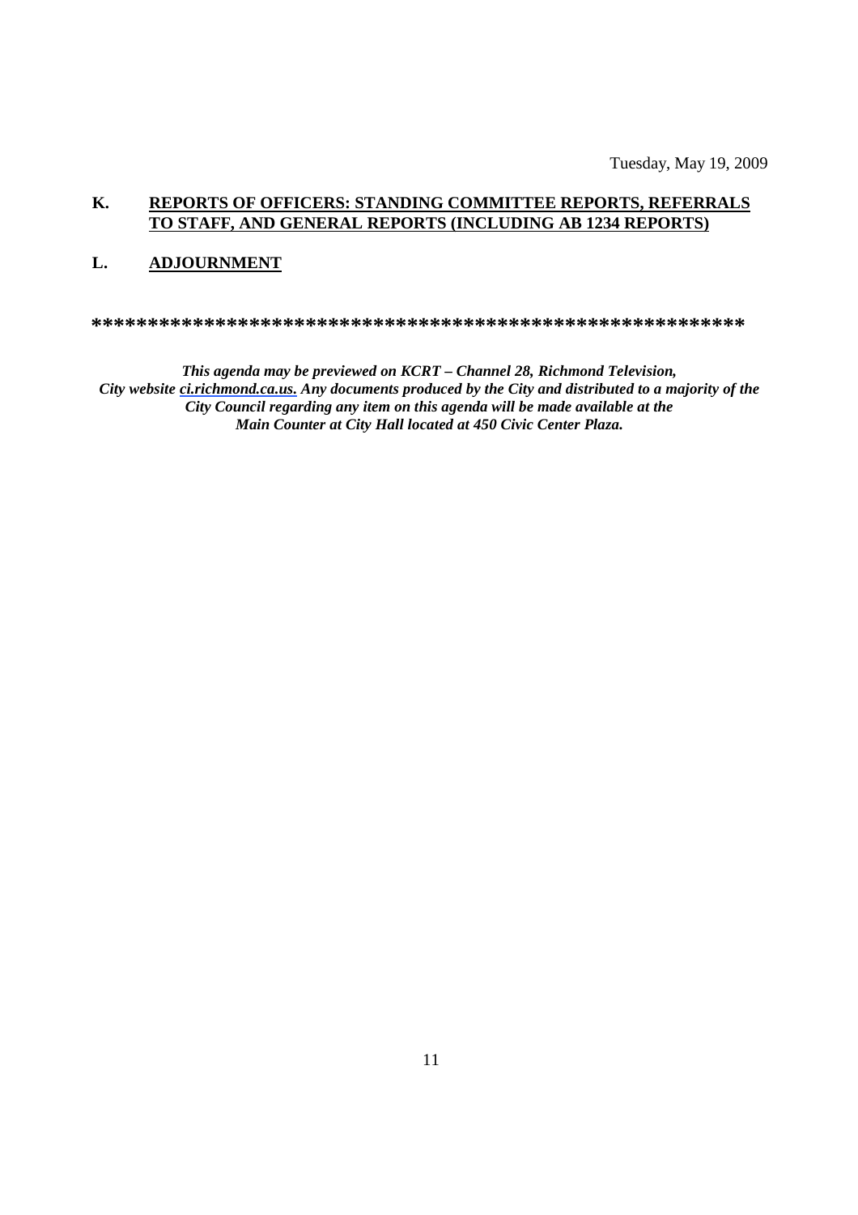Tuesday, May 19, 2009

## K. REPORTS OF OFFICERS: STANDING COMMITTEE REPORTS, REFERRALS TO STAFF, AND GENERAL REPORTS (INCLUDING AB 1234 REPORTS)

## L. ADJOURNMENT

**************************************************************

***This agenda may be previewed on KCRT – Channel 28, Richmond Television, City website ci.richmond.ca.us. Any documents produced by the City and distributed to a majority of the City Council regarding any item on this agenda will be made available at the Main Counter at City Hall located at 450 Civic Center Plaza.***